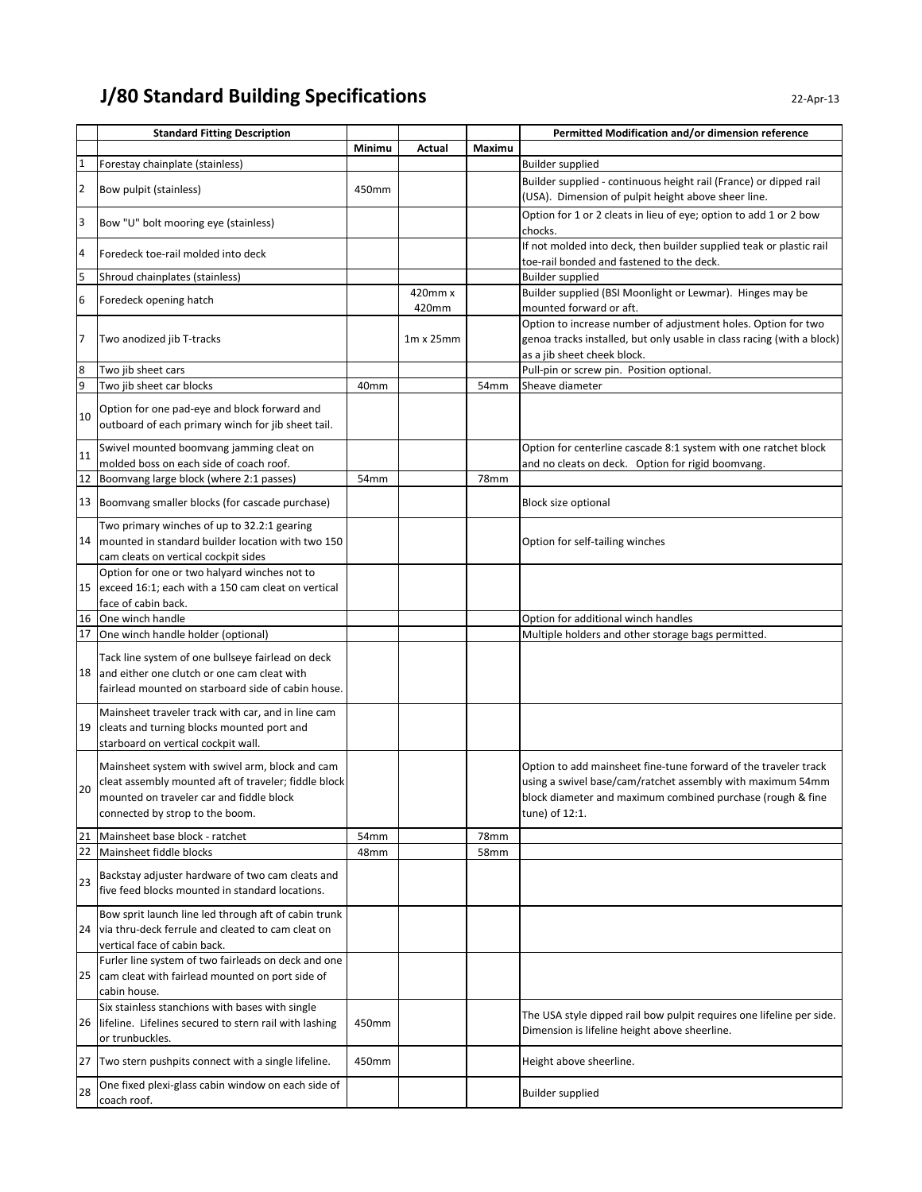# J/80 Standard Building Specifications

22-Apr-13

| | Standard Fitting Description | | | | Permitted Modification and/or dimension reference |
|---|---|---|---|---|---|
| | | Minimu | Actual | Maximu | |
| 1 | Forestay chainplate (stainless) | | | | Builder supplied |
| 2 | Bow pulpit (stainless) | 450mm | | | Builder supplied - continuous height rail (France) or dipped rail (USA). Dimension of pulpit height above sheer line. |
| 3 | Bow "U" bolt mooring eye (stainless) | | | | Option for 1 or 2 cleats in lieu of eye; option to add 1 or 2 bow chocks. |
| 4 | Foredeck toe-rail molded into deck | | | | If not molded into deck, then builder supplied teak or plastic rail toe-rail bonded and fastened to the deck. |
| 5 | Shroud chainplates (stainless) | | | | Builder supplied |
| 6 | Foredeck opening hatch | | 420mm x 420mm | | Builder supplied (BSI Moonlight or Lewmar). Hinges may be mounted forward or aft. |
| 7 | Two anodized jib T-tracks | | 1m x 25mm | | Option to increase number of adjustment holes. Option for two genoa tracks installed, but only usable in class racing (with a block) as a jib sheet cheek block. |
| 8 | Two jib sheet cars | | | | Pull-pin or screw pin. Position optional. |
| 9 | Two jib sheet car blocks | 40mm | | 54mm | Sheave diameter |
| 10 | Option for one pad-eye and block forward and outboard of each primary winch for jib sheet tail. | | | | |
| 11 | Swivel mounted boomvang jamming cleat on molded boss on each side of coach roof. | | | | Option for centerline cascade 8:1 system with one ratchet block and no cleats on deck. Option for rigid boomvang. |
| 12 | Boomvang large block (where 2:1 passes) | 54mm | | 78mm | |
| 13 | Boomvang smaller blocks (for cascade purchase) | | | | Block size optional |
| 14 | Two primary winches of up to 32.2:1 gearing mounted in standard builder location with two 150 cam cleats on vertical cockpit sides | | | | Option for self-tailing winches |
| 15 | Option for one or two halyard winches not to exceed 16:1; each with a 150 cam cleat on vertical face of cabin back. | | | | |
| 16 | One winch handle | | | | Option for additional winch handles |
| 17 | One winch handle holder (optional) | | | | Multiple holders and other storage bags permitted. |
| 18 | Tack line system of one bullseye fairlead on deck and either one clutch or one cam cleat with fairlead mounted on starboard side of cabin house. | | | | |
| 19 | Mainsheet traveler track with car, and in line cam cleats and turning blocks mounted port and starboard on vertical cockpit wall. | | | | |
| 20 | Mainsheet system with swivel arm, block and cam cleat assembly mounted aft of traveler; fiddle block mounted on traveler car and fiddle block connected by strop to the boom. | | | | Option to add mainsheet fine-tune forward of the traveler track using a swivel base/cam/ratchet assembly with maximum 54mm block diameter and maximum combined purchase (rough & fine tune) of 12:1. |
| 21 | Mainsheet base block - ratchet | 54mm | | 78mm | |
| 22 | Mainsheet fiddle blocks | 48mm | | 58mm | |
| 23 | Backstay adjuster hardware of two cam cleats and five feed blocks mounted in standard locations. | | | | |
| 24 | Bow sprit launch line led through aft of cabin trunk via thru-deck ferrule and cleated to cam cleat on vertical face of cabin back. | | | | |
| 25 | Furler line system of two fairleads on deck and one cam cleat with fairlead mounted on port side of cabin house. | | | | |
| 26 | Six stainless stanchions with bases with single lifeline. Lifelines secured to stern rail with lashing or trunbuckles. | 450mm | | | The USA style dipped rail bow pulpit requires one lifeline per side. Dimension is lifeline height above sheerline. |
| 27 | Two stern pushpits connect with a single lifeline. | 450mm | | | Height above sheerline. |
| 28 | One fixed plexi-glass cabin window on each side of coach roof. | | | | Builder supplied |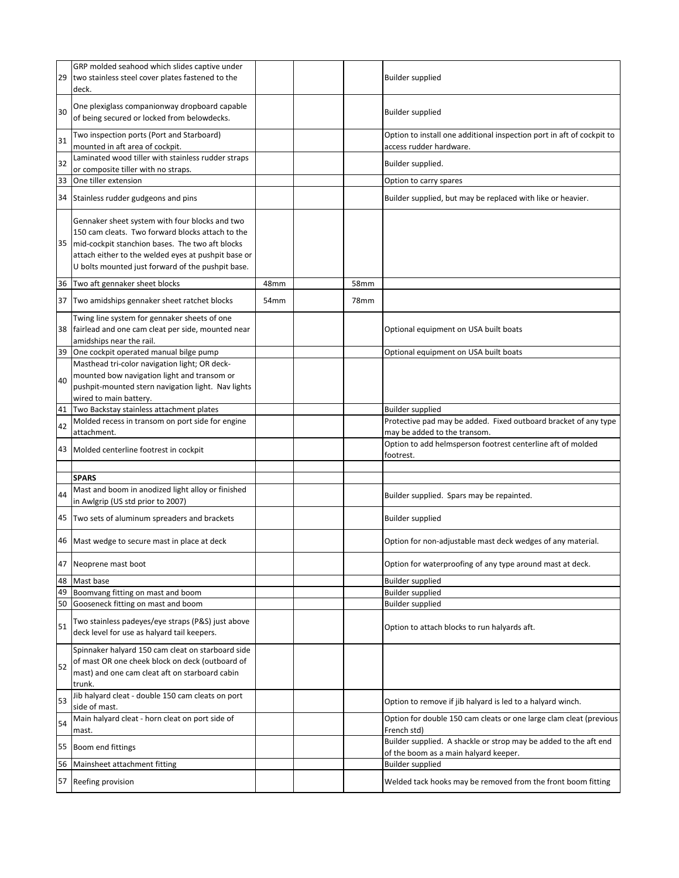| | | | | | |
|---|---|---|---|---|---|
| 29 | GRP molded seahood which slides captive under two stainless steel cover plates fastened to the deck. | | | | Builder supplied |
| 30 | One plexiglass companionway dropboard capable of being secured or locked from belowdecks. | | | | Builder supplied |
| 31 | Two inspection ports (Port and Starboard) mounted in aft area of cockpit. | | | | Option to install one additional inspection port in aft of cockpit to access rudder hardware. |
| 32 | Laminated wood tiller with stainless rudder straps or composite tiller with no straps. | | | | Builder supplied. |
| 33 | One tiller extension | | | | Option to carry spares |
| 34 | Stainless rudder gudgeons and pins | | | | Builder supplied, but may be replaced with like or heavier. |
| 35 | Gennaker sheet system with four blocks and two 150 cam cleats. Two forward blocks attach to the mid-cockpit stanchion bases. The two aft blocks attach either to the welded eyes at pushpit base or U bolts mounted just forward of the pushpit base. | | | | |
| 36 | Two aft gennaker sheet blocks | 48mm | | 58mm | |
| 37 | Two amidships gennaker sheet ratchet blocks | 54mm | | 78mm | |
| 38 | Twing line system for gennaker sheets of one fairlead and one cam cleat per side, mounted near amidships near the rail. | | | | Optional equipment on USA built boats |
| 39 | One cockpit operated manual bilge pump | | | | Optional equipment on USA built boats |
| 40 | Masthead tri-color navigation light; OR deck-mounted bow navigation light and transom or pushpit-mounted stern navigation light. Nav lights wired to main battery. | | | | |
| 41 | Two Backstay stainless attachment plates | | | | Builder supplied |
| 42 | Molded recess in transom on port side for engine attachment. | | | | Protective pad may be added. Fixed outboard bracket of any type may be added to the transom. |
| 43 | Molded centerline footrest in cockpit | | | | Option to add helmsperson footrest centerline aft of molded footrest. |
| | | | | | |
| | **SPARS** | | | | |
| 44 | Mast and boom in anodized light alloy or finished in Awlgrip (US std prior to 2007) | | | | Builder supplied. Spars may be repainted. |
| 45 | Two sets of aluminum spreaders and brackets | | | | Builder supplied |
| 46 | Mast wedge to secure mast in place at deck | | | | Option for non-adjustable mast deck wedges of any material. |
| 47 | Neoprene mast boot | | | | Option for waterproofing of any type around mast at deck. |
| 48 | Mast base | | | | Builder supplied |
| 49 | Boomvang fitting on mast and boom | | | | Builder supplied |
| 50 | Gooseneck fitting on mast and boom | | | | Builder supplied |
| 51 | Two stainless padeyes/eye straps (P&S) just above deck level for use as halyard tail keepers. | | | | Option to attach blocks to run halyards aft. |
| 52 | Spinnaker halyard 150 cam cleat on starboard side of mast OR one cheek block on deck (outboard of mast) and one cam cleat aft on starboard cabin trunk. | | | | |
| 53 | Jib halyard cleat - double 150 cam cleats on port side of mast. | | | | Option to remove if jib halyard is led to a halyard winch. |
| 54 | Main halyard cleat - horn cleat on port side of mast. | | | | Option for double 150 cam cleats or one large clam cleat (previous French std) |
| 55 | Boom end fittings | | | | Builder supplied. A shackle or strop may be added to the aft end of the boom as a main halyard keeper. |
| 56 | Mainsheet attachment fitting | | | | Builder supplied |
| 57 | Reefing provision | | | | Welded tack hooks may be removed from the front boom fitting |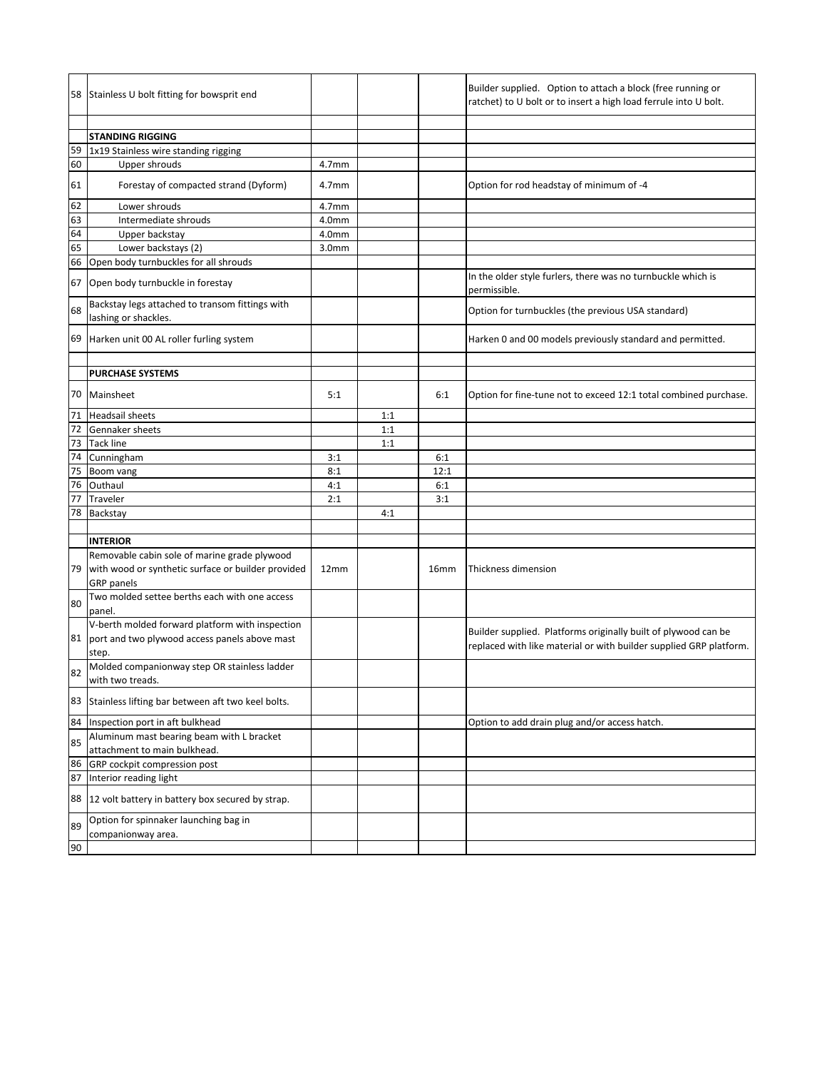| | | | | | |
|---|---|---|---|---|---|
| 58 | Stainless U bolt fitting for bowsprit end | | | | Builder supplied. Option to attach a block (free running or ratchet) to U bolt or to insert a high load ferrule into U bolt. |
| | | | | | |
| | **STANDING RIGGING** | | | | |
| 59 | 1x19 Stainless wire standing rigging | | | | |
| 60 | Upper shrouds | 4.7mm | | | |
| 61 | Forestay of compacted strand (Dyform) | 4.7mm | | | Option for rod headstay of minimum of -4 |
| 62 | Lower shrouds | 4.7mm | | | |
| 63 | Intermediate shrouds | 4.0mm | | | |
| 64 | Upper backstay | 4.0mm | | | |
| 65 | Lower backstays (2) | 3.0mm | | | |
| 66 | Open body turnbuckles for all shrouds | | | | |
| 67 | Open body turnbuckle in forestay | | | | In the older style furlers, there was no turnbuckle which is permissible. |
| 68 | Backstay legs attached to transom fittings with lashing or shackles. | | | | Option for turnbuckles (the previous USA standard) |
| 69 | Harken unit 00 AL roller furling system | | | | Harken 0 and 00 models previously standard and permitted. |
| | | | | | |
| | **PURCHASE SYSTEMS** | | | | |
| 70 | Mainsheet | 5:1 | | 6:1 | Option for fine-tune not to exceed 12:1 total combined purchase. |
| 71 | Headsail sheets | | 1:1 | | |
| 72 | Gennaker sheets | | 1:1 | | |
| 73 | Tack line | | 1:1 | | |
| 74 | Cunningham | 3:1 | | 6:1 | |
| 75 | Boom vang | 8:1 | | 12:1 | |
| 76 | Outhaul | 4:1 | | 6:1 | |
| 77 | Traveler | 2:1 | | 3:1 | |
| 78 | Backstay | | 4:1 | | |
| | | | | | |
| | **INTERIOR** | | | | |
| 79 | Removable cabin sole of marine grade plywood with wood or synthetic surface or builder provided GRP panels | 12mm | | 16mm | Thickness dimension |
| 80 | Two molded settee berths each with one access panel. | | | | |
| 81 | V-berth molded forward platform with inspection port and two plywood access panels above mast step. | | | | Builder supplied. Platforms originally built of plywood can be replaced with like material or with builder supplied GRP platform. |
| 82 | Molded companionway step OR stainless ladder with two treads. | | | | |
| 83 | Stainless lifting bar between aft two keel bolts. | | | | |
| 84 | Inspection port in aft bulkhead | | | | Option to add drain plug and/or access hatch. |
| 85 | Aluminum mast bearing beam with L bracket attachment to main bulkhead. | | | | |
| 86 | GRP cockpit compression post | | | | |
| 87 | Interior reading light | | | | |
| 88 | 12 volt battery in battery box secured by strap. | | | | |
| 89 | Option for spinnaker launching bag in companionway area. | | | | |
| 90 | | | | | |